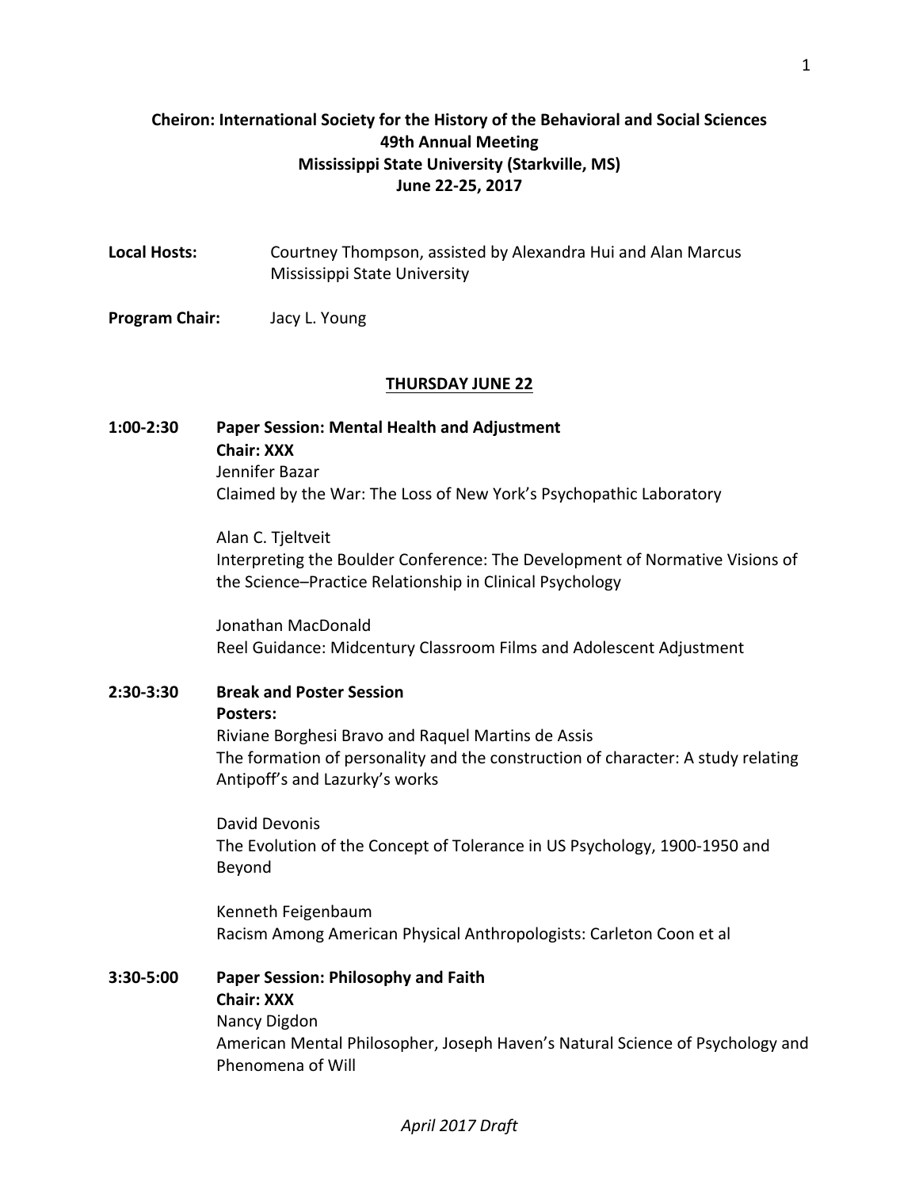**Cheiron: International Society for the History of the Behavioral and Social Sciences**
**49th Annual Meeting**
**Mississippi State University (Starkville, MS)**
**June 22-25, 2017**

**Local Hosts:** Courtney Thompson, assisted by Alexandra Hui and Alan Marcus
Mississippi State University

**Program Chair:** Jacy L. Young

## THURSDAY JUNE 22

**1:00-2:30 Paper Session: Mental Health and Adjustment**
**Chair: XXX**

Jennifer Bazar
Claimed by the War: The Loss of New York's Psychopathic Laboratory

Alan C. Tjeltveit
Interpreting the Boulder Conference: The Development of Normative Visions of the Science–Practice Relationship in Clinical Psychology

Jonathan MacDonald
Reel Guidance: Midcentury Classroom Films and Adolescent Adjustment

**2:30-3:30 Break and Poster Session**
**Posters:**

Riviane Borghesi Bravo and Raquel Martins de Assis
The formation of personality and the construction of character: A study relating Antipoff's and Lazurky's works

David Devonis
The Evolution of the Concept of Tolerance in US Psychology, 1900-1950 and Beyond

Kenneth Feigenbaum
Racism Among American Physical Anthropologists: Carleton Coon et al

**3:30-5:00 Paper Session: Philosophy and Faith**
**Chair: XXX**

Nancy Digdon
American Mental Philosopher, Joseph Haven's Natural Science of Psychology and Phenomena of Will

*April 2017 Draft*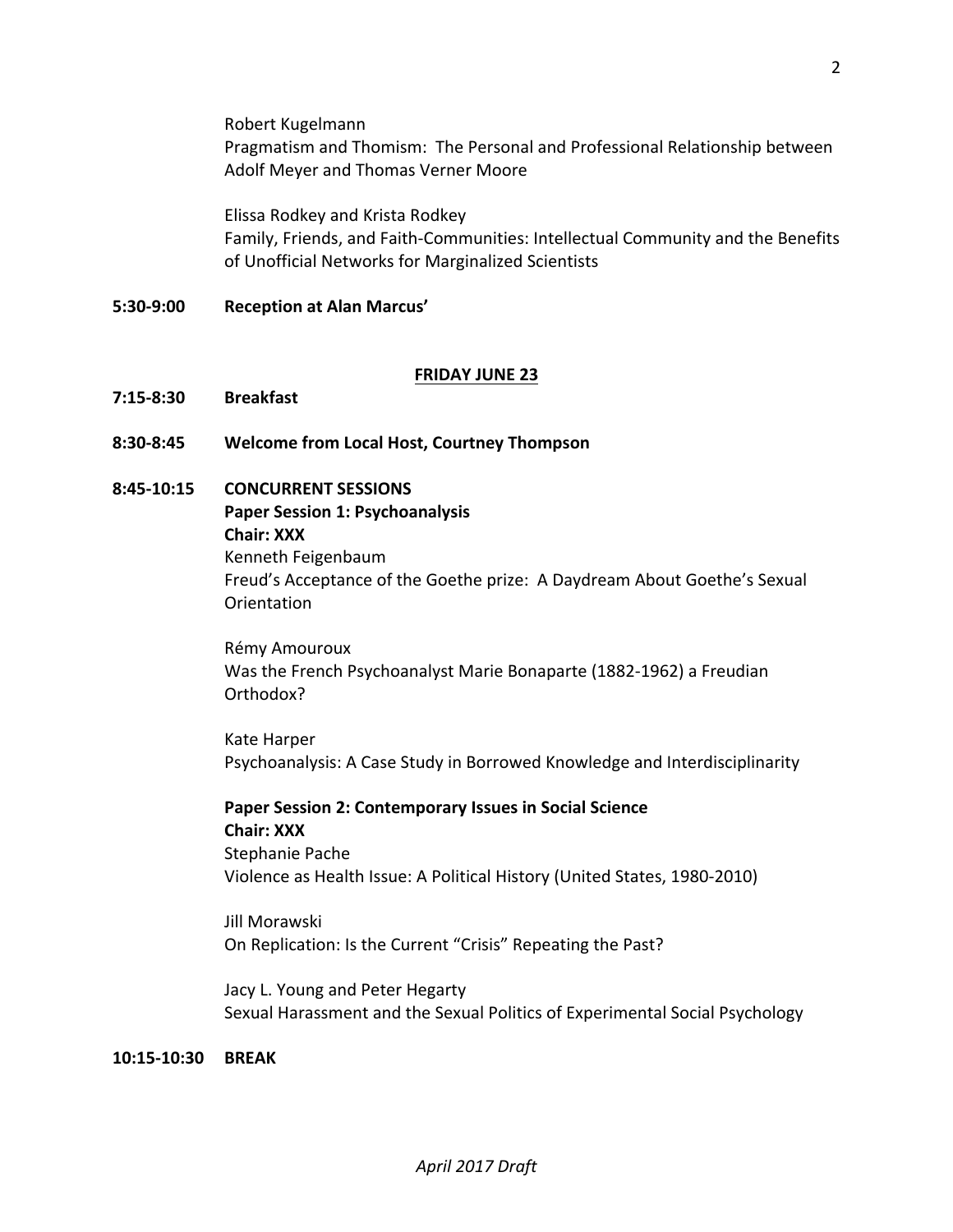Robert Kugelmann
Pragmatism and Thomism: The Personal and Professional Relationship between Adolf Meyer and Thomas Verner Moore

Elissa Rodkey and Krista Rodkey
Family, Friends, and Faith-Communities: Intellectual Community and the Benefits of Unofficial Networks for Marginalized Scientists

**5:30-9:00 Reception at Alan Marcus'**

## FRIDAY JUNE 23

**7:15-8:30 Breakfast**

**8:30-8:45 Welcome from Local Host, Courtney Thompson**

**8:45-10:15 CONCURRENT SESSIONS**

**Paper Session 1: Psychoanalysis**
**Chair: XXX**

Kenneth Feigenbaum
Freud's Acceptance of the Goethe prize: A Daydream About Goethe's Sexual Orientation

Rémy Amouroux
Was the French Psychoanalyst Marie Bonaparte (1882-1962) a Freudian Orthodox?

Kate Harper
Psychoanalysis: A Case Study in Borrowed Knowledge and Interdisciplinarity

**Paper Session 2: Contemporary Issues in Social Science**
**Chair: XXX**

Stephanie Pache
Violence as Health Issue: A Political History (United States, 1980-2010)

Jill Morawski
On Replication: Is the Current "Crisis" Repeating the Past?

Jacy L. Young and Peter Hegarty
Sexual Harassment and the Sexual Politics of Experimental Social Psychology

**10:15-10:30 BREAK**

*April 2017 Draft*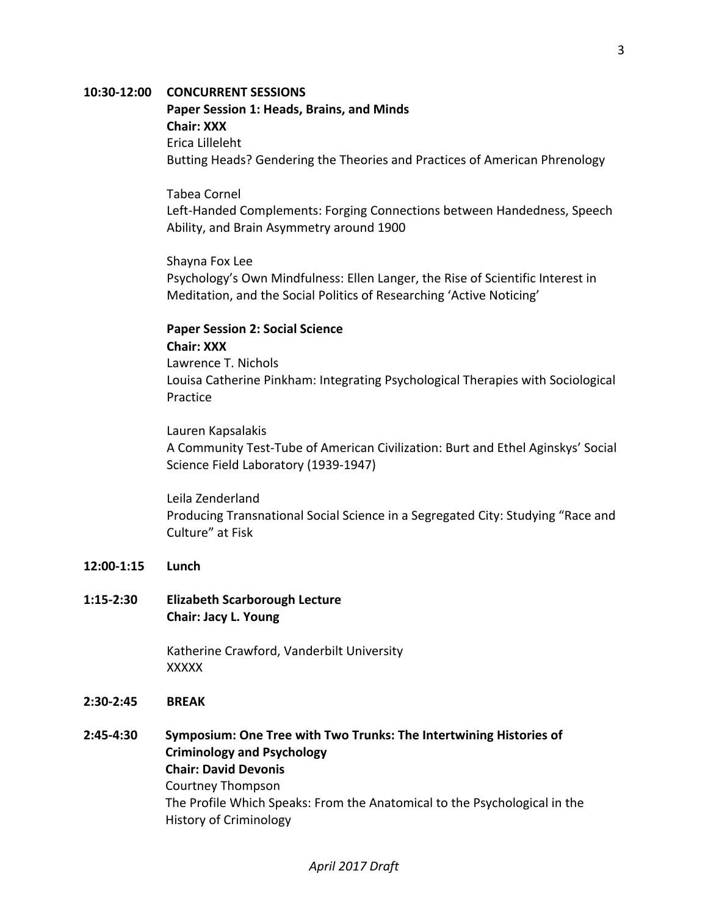**10:30-12:00 CONCURRENT SESSIONS**

**Paper Session 1: Heads, Brains, and Minds**
**Chair: XXX**

Erica Lilleleht
Butting Heads? Gendering the Theories and Practices of American Phrenology

Tabea Cornel
Left-Handed Complements: Forging Connections between Handedness, Speech Ability, and Brain Asymmetry around 1900

Shayna Fox Lee
Psychology's Own Mindfulness: Ellen Langer, the Rise of Scientific Interest in Meditation, and the Social Politics of Researching 'Active Noticing'

**Paper Session 2: Social Science**
**Chair: XXX**

Lawrence T. Nichols
Louisa Catherine Pinkham: Integrating Psychological Therapies with Sociological Practice

Lauren Kapsalakis
A Community Test-Tube of American Civilization: Burt and Ethel Aginskys' Social Science Field Laboratory (1939-1947)

Leila Zenderland
Producing Transnational Social Science in a Segregated City: Studying "Race and Culture" at Fisk

**12:00-1:15 Lunch**

**1:15-2:30 Elizabeth Scarborough Lecture**
**Chair: Jacy L. Young**

Katherine Crawford, Vanderbilt University
XXXXX

**2:30-2:45 BREAK**

**2:45-4:30 Symposium: One Tree with Two Trunks: The Intertwining Histories of Criminology and Psychology**
**Chair: David Devonis**

Courtney Thompson
The Profile Which Speaks: From the Anatomical to the Psychological in the History of Criminology

*April 2017 Draft*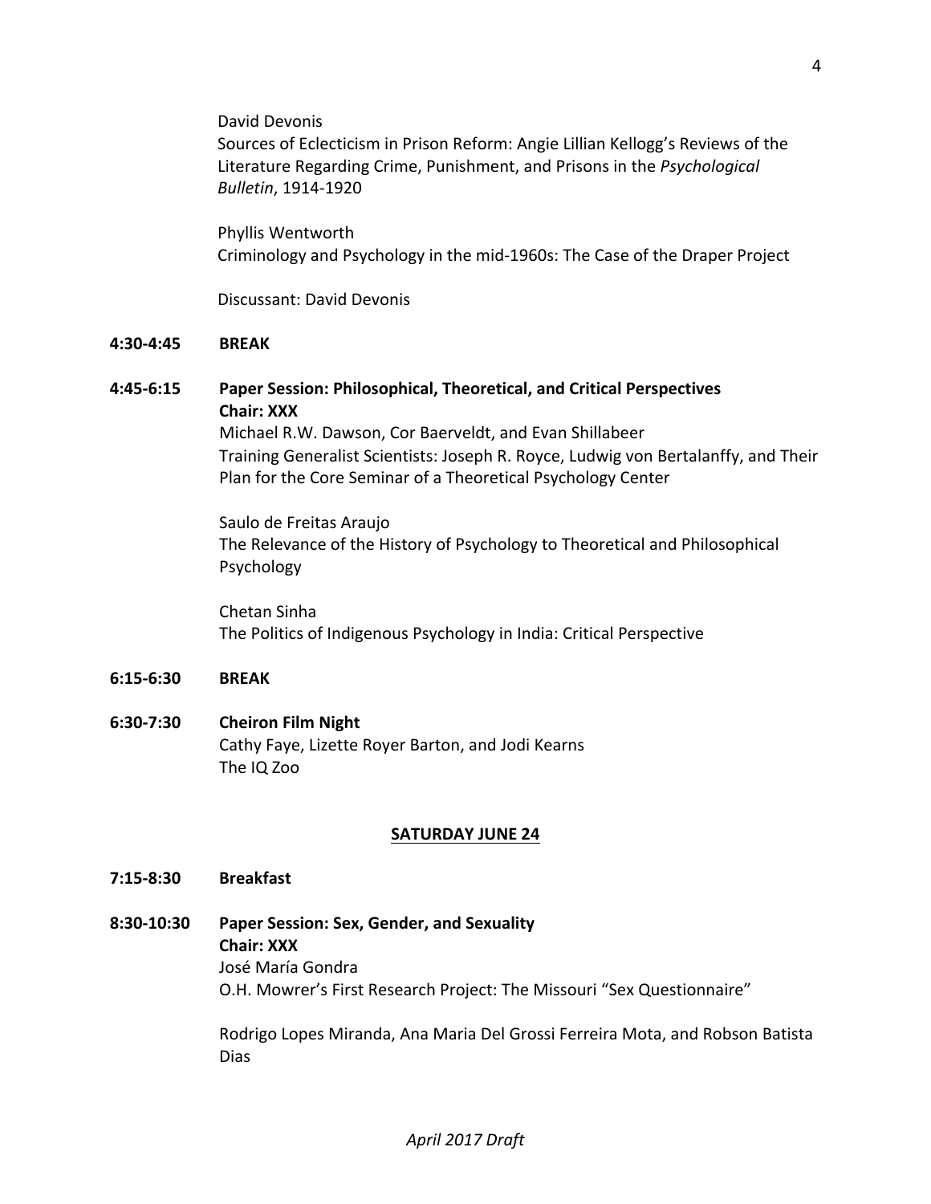David Devonis
Sources of Eclecticism in Prison Reform: Angie Lillian Kellogg's Reviews of the Literature Regarding Crime, Punishment, and Prisons in the *Psychological Bulletin*, 1914-1920

Phyllis Wentworth
Criminology and Psychology in the mid-1960s: The Case of the Draper Project

Discussant: David Devonis

**4:30-4:45 BREAK**

**4:45-6:15 Paper Session: Philosophical, Theoretical, and Critical Perspectives**
**Chair: XXX**

Michael R.W. Dawson, Cor Baerveldt, and Evan Shillabeer
Training Generalist Scientists: Joseph R. Royce, Ludwig von Bertalanffy, and Their Plan for the Core Seminar of a Theoretical Psychology Center

Saulo de Freitas Araujo
The Relevance of the History of Psychology to Theoretical and Philosophical Psychology

Chetan Sinha
The Politics of Indigenous Psychology in India: Critical Perspective

**6:15-6:30 BREAK**

**6:30-7:30 Cheiron Film Night**

Cathy Faye, Lizette Royer Barton, and Jodi Kearns
The IQ Zoo

## SATURDAY JUNE 24

**7:15-8:30 Breakfast**

**8:30-10:30 Paper Session: Sex, Gender, and Sexuality**
**Chair: XXX**

José María Gondra
O.H. Mowrer's First Research Project: The Missouri "Sex Questionnaire"

Rodrigo Lopes Miranda, Ana Maria Del Grossi Ferreira Mota, and Robson Batista Dias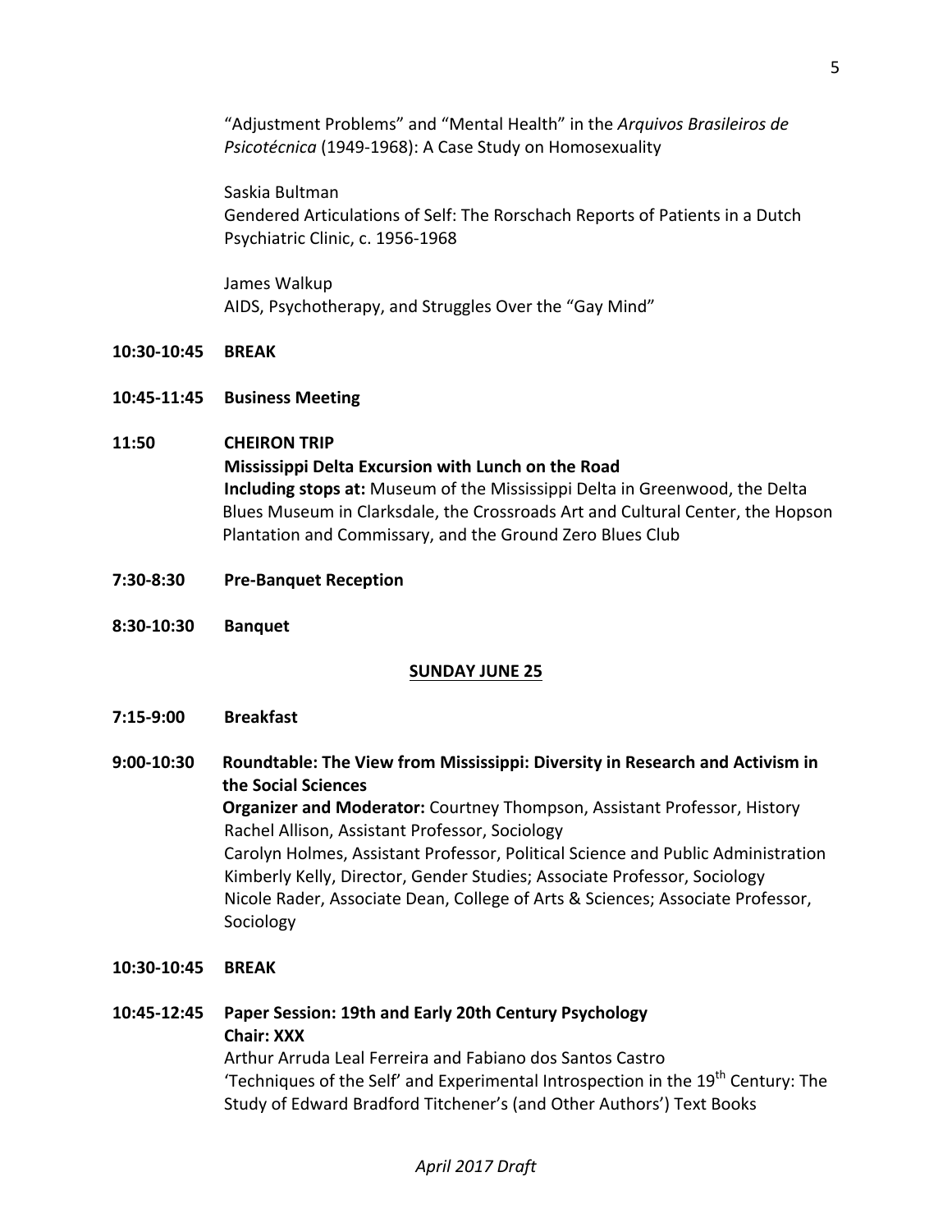"Adjustment Problems" and "Mental Health" in the *Arquivos Brasileiros de Psicotécnica* (1949-1968): A Case Study on Homosexuality

Saskia Bultman
Gendered Articulations of Self: The Rorschach Reports of Patients in a Dutch Psychiatric Clinic, c. 1956-1968

James Walkup
AIDS, Psychotherapy, and Struggles Over the "Gay Mind"

**10:30-10:45 BREAK**

**10:45-11:45 Business Meeting**

**11:50 CHEIRON TRIP**
**Mississippi Delta Excursion with Lunch on the Road**
**Including stops at:** Museum of the Mississippi Delta in Greenwood, the Delta Blues Museum in Clarksdale, the Crossroads Art and Cultural Center, the Hopson Plantation and Commissary, and the Ground Zero Blues Club

**7:30-8:30 Pre-Banquet Reception**

**8:30-10:30 Banquet**

## SUNDAY JUNE 25

**7:15-9:00 Breakfast**

**9:00-10:30 Roundtable: The View from Mississippi: Diversity in Research and Activism in the Social Sciences**
**Organizer and Moderator:** Courtney Thompson, Assistant Professor, History
Rachel Allison, Assistant Professor, Sociology
Carolyn Holmes, Assistant Professor, Political Science and Public Administration
Kimberly Kelly, Director, Gender Studies; Associate Professor, Sociology
Nicole Rader, Associate Dean, College of Arts & Sciences; Associate Professor, Sociology

**10:30-10:45 BREAK**

**10:45-12:45 Paper Session: 19th and Early 20th Century Psychology**
**Chair: XXX**
Arthur Arruda Leal Ferreira and Fabiano dos Santos Castro
'Techniques of the Self' and Experimental Introspection in the 19th Century: The Study of Edward Bradford Titchener's (and Other Authors') Text Books

*April 2017 Draft*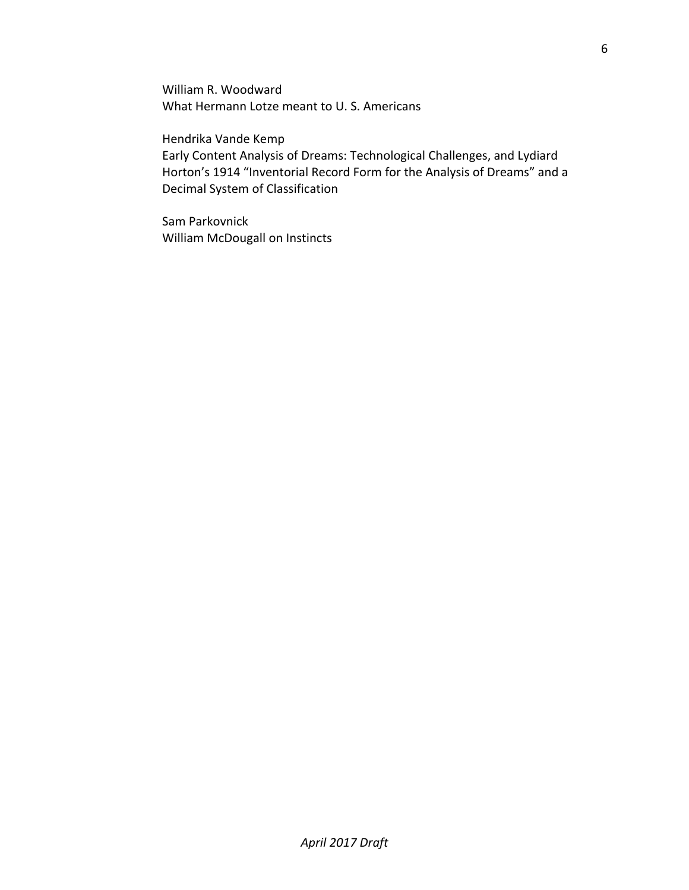William R. Woodward
What Hermann Lotze meant to U. S. Americans

Hendrika Vande Kemp
Early Content Analysis of Dreams: Technological Challenges, and Lydiard Horton's 1914 "Inventorial Record Form for the Analysis of Dreams" and a Decimal System of Classification

Sam Parkovnick
William McDougall on Instincts